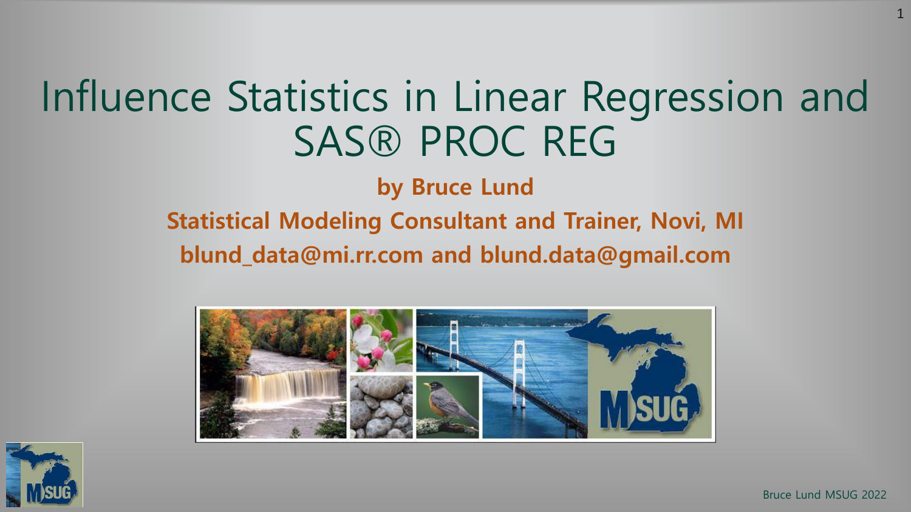# Influence Statistics in Linear Regression and SAS® PROC REG

**by Bruce Lund**

**Statistical Modeling Consultant and Trainer, Novi, MI**

**blund_data@mi.rr.com and blund.data@gmail.com**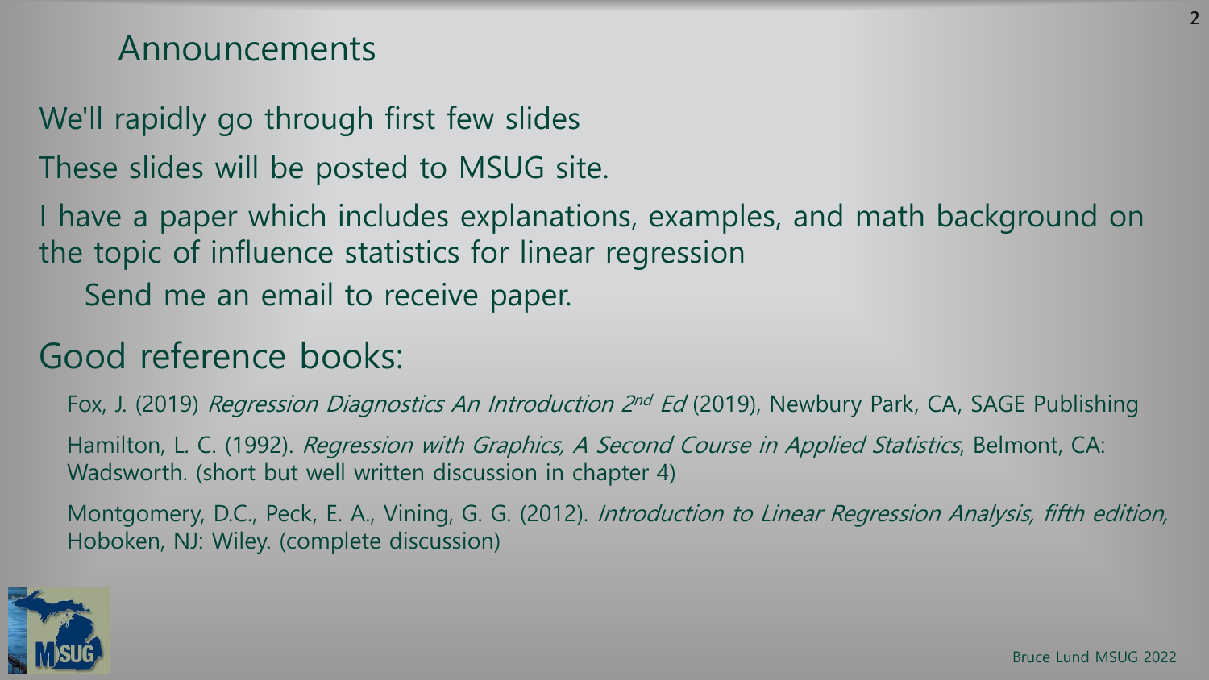## Announcements

We'll rapidly go through first few slides

These slides will be posted to MSUG site.

I have a paper which includes explanations, examples, and math background on the topic of influence statistics for linear regression

Send me an email to receive paper.

## Good reference books:

Fox, J. (2019) *Regression Diagnostics An Introduction 2nd Ed* (2019), Newbury Park, CA, SAGE Publishing

Hamilton, L. C. (1992). *Regression with Graphics, A Second Course in Applied Statistics*, Belmont, CA: Wadsworth. (short but well written discussion in chapter 4)

Montgomery, D.C., Peck, E. A., Vining, G. G. (2012). *Introduction to Linear Regression Analysis, fifth edition,* Hoboken, NJ: Wiley. (complete discussion)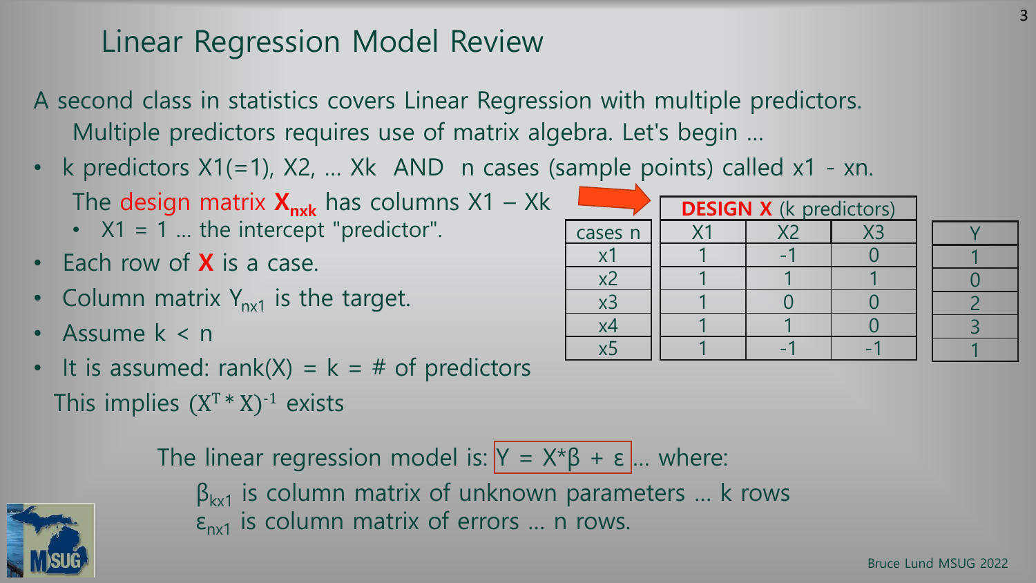# Linear Regression Model Review

A second class in statistics covers Linear Regression with multiple predictors.
Multiple predictors requires use of matrix algebra. Let's begin …

- k predictors X1(=1), X2, … Xk AND n cases (sample points) called x1 - xn.
  The design matrix $\mathbf{X}_{nxk}$ has columns X1 – Xk
  - X1 = 1 … the intercept "predictor".
- Each row of **X** is a case.
- Column matrix $Y_{nx1}$ is the target.
- Assume k < n
- It is assumed: rank(X) = k = # of predictors
  This implies $(X^T * X)^{-1}$ exists

| cases n | **DESIGN X** (k predictors) | | | Y |
|---|---|---|---|---|
| | X1 | X2 | X3 | |
| x1 | 1 | -1 | 0 | 1 |
| x2 | 1 | 1 | 1 | 0 |
| x3 | 1 | 0 | 0 | 2 |
| x4 | 1 | 1 | 0 | 3 |
| x5 | 1 | -1 | -1 | 1 |

The linear regression model is: $Y = X*\beta + \varepsilon$ … where:

$\beta_{kx1}$ is column matrix of unknown parameters … k rows
$\varepsilon_{nx1}$ is column matrix of errors … n rows.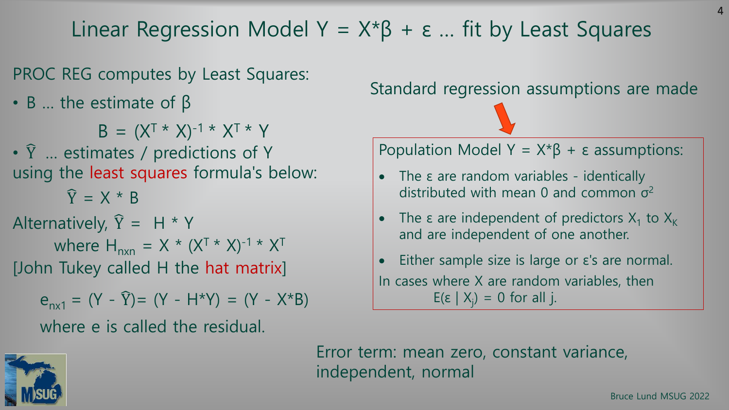# Linear Regression Model $Y = X*\beta + \varepsilon$ … fit by Least Squares

PROC REG computes by Least Squares:

- B … the estimate of $\beta$

$$B = (X^T * X)^{-1} * X^T * Y$$

- $\widehat{Y}$ … estimates / predictions of Y using the least squares formula's below:

$$\widehat{Y} = X * B$$

Alternatively, $\widehat{Y} = H * Y$

where $H_{nxn} = X * (X^T * X)^{-1} * X^T$

[John Tukey called H the hat matrix]

$$e_{nx1} = (Y - \widehat{Y}) = (Y - H*Y) = (Y - X*B)$$

where e is called the residual.

Standard regression assumptions are made

Population Model $Y = X*\beta + \varepsilon$ assumptions:

- The $\varepsilon$ are random variables - identically distributed with mean 0 and common $\sigma^2$
- The $\varepsilon$ are independent of predictors $X_1$ to $X_K$ and are independent of one another.
- Either sample size is large or $\varepsilon$'s are normal.

In cases where X are random variables, then $E(\varepsilon \mid X_j) = 0$ for all j.

Error term: mean zero, constant variance, independent, normal

Bruce Lund MSUG 2022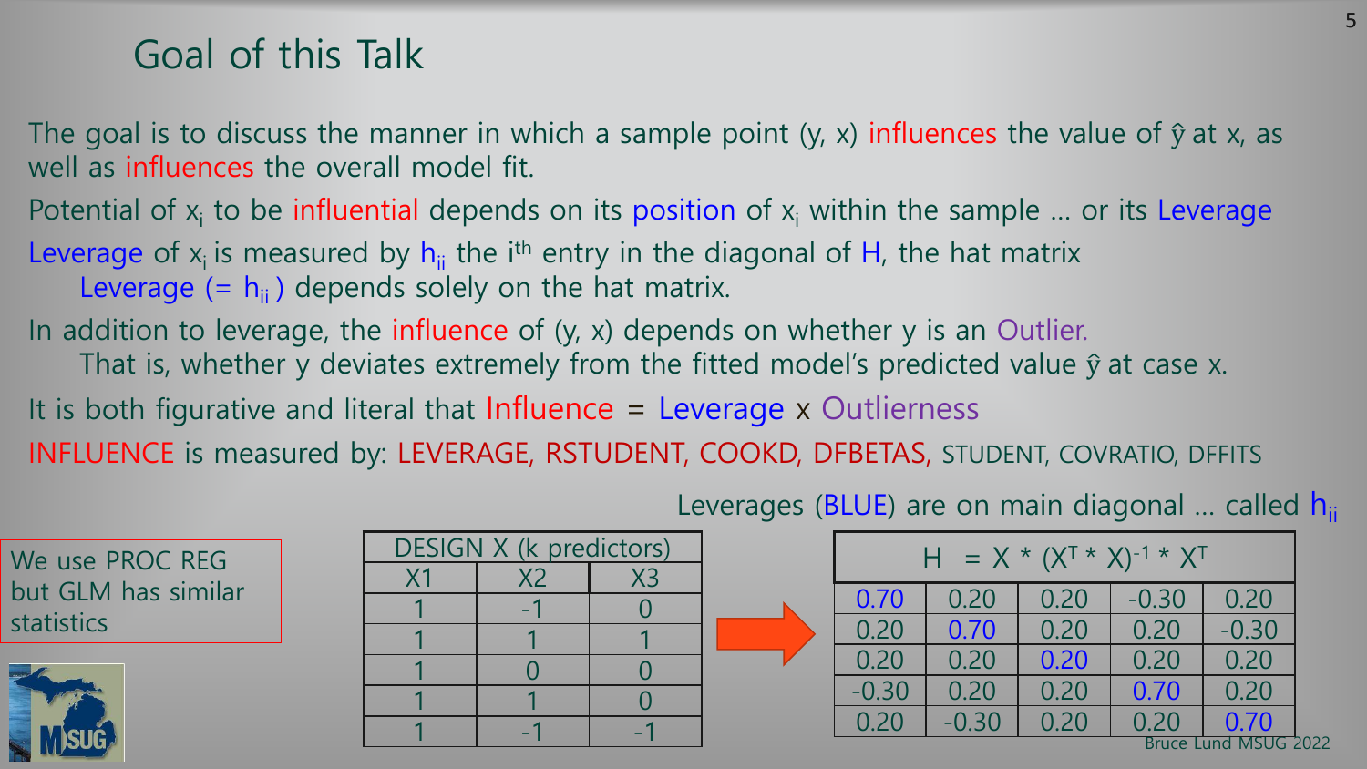# Goal of this Talk

The goal is to discuss the manner in which a sample point (y, x) influences the value of $\hat{y}$ at x, as well as influences the overall model fit.

Potential of $x_i$ to be influential depends on its position of $x_i$ within the sample … or its Leverage

Leverage of $x_i$ is measured by $h_{ii}$ the $i^{th}$ entry in the diagonal of H, the hat matrix

Leverage (= $h_{ii}$ ) depends solely on the hat matrix.

In addition to leverage, the influence of (y, x) depends on whether y is an Outlier.

That is, whether y deviates extremely from the fitted model's predicted value $\hat{y}$ at case x.

It is both figurative and literal that Influence = Leverage x Outlierness

INFLUENCE is measured by: LEVERAGE, RSTUDENT, COOKD, DFBETAS, STUDENT, COVRATIO, DFFITS

Leverages (BLUE) are on main diagonal … called $h_{ii}$

We use PROC REG but GLM has similar statistics

| DESIGN X (k predictors) | | |
|---|---|---|
| X1 | X2 | X3 |
| 1 | -1 | 0 |
| 1 | 1 | 1 |
| 1 | 0 | 0 |
| 1 | 1 | 0 |
| 1 | -1 | -1 |

| $H = X * (X^T * X)^{-1} * X^T$ | | | | |
|---|---|---|---|---|
| 0.70 | 0.20 | 0.20 | -0.30 | 0.20 |
| 0.20 | 0.70 | 0.20 | 0.20 | -0.30 |
| 0.20 | 0.20 | 0.20 | 0.20 | 0.20 |
| -0.30 | 0.20 | 0.20 | 0.70 | 0.20 |
| 0.20 | -0.30 | 0.20 | 0.20 | 0.70 |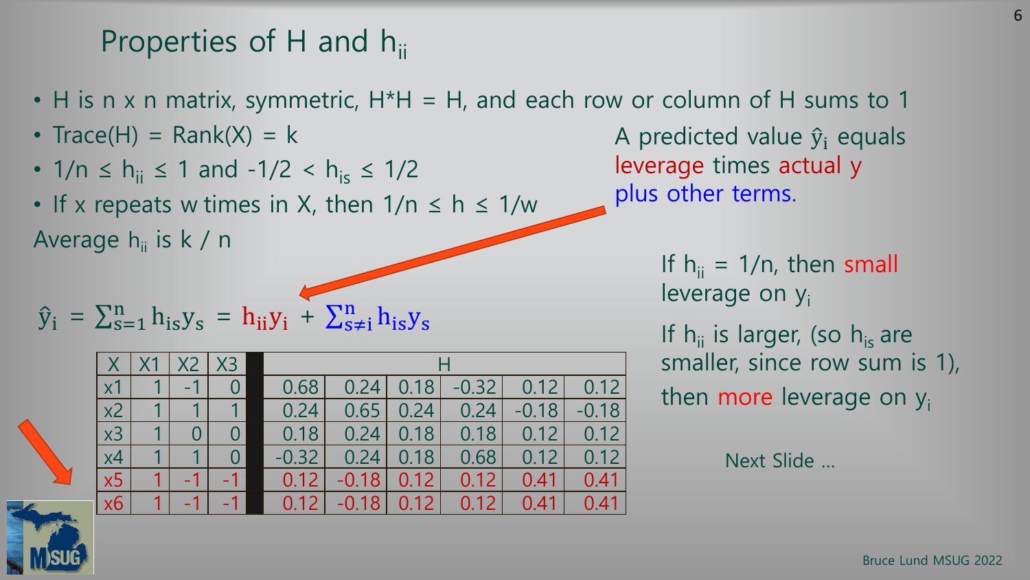# Properties of H and $h_{ii}$

- H is n x n matrix, symmetric, H*H = H, and each row or column of H sums to 1
- Trace(H) = Rank(X) = k
- $1/n \le h_{ii} \le 1$ and $-1/2 < h_{is} \le 1/2$
- If x repeats w times in X, then $1/n \le h \le 1/w$

Average $h_{ii}$ is k / n

A predicted value $\hat{y}_i$ equals leverage times actual y plus other terms.

$$\hat{y}_i = \sum_{s=1}^{n} h_{is} y_s = h_{ii} y_i + \sum_{s \neq i}^{n} h_{is} y_s$$

If $h_{ii} = 1/n$, then small leverage on $y_i$

If $h_{ii}$ is larger, (so $h_{is}$ are smaller, since row sum is 1), then more leverage on $y_i$

| X | X1 | X2 | X3 | H | | | | | |
|---|---|---|---|---|---|---|---|---|---|
| x1 | 1 | -1 | 0 | 0.68 | 0.24 | 0.18 | -0.32 | 0.12 | 0.12 |
| x2 | 1 | 1 | 1 | 0.24 | 0.65 | 0.24 | 0.24 | -0.18 | -0.18 |
| x3 | 1 | 0 | 0 | 0.18 | 0.24 | 0.18 | 0.18 | 0.12 | 0.12 |
| x4 | 1 | 1 | 0 | -0.32 | 0.24 | 0.18 | 0.68 | 0.12 | 0.12 |
| x5 | 1 | -1 | -1 | 0.12 | -0.18 | 0.12 | 0.12 | 0.41 | 0.41 |
| x6 | 1 | -1 | -1 | 0.12 | -0.18 | 0.12 | 0.12 | 0.41 | 0.41 |

Next Slide …

Bruce Lund MSUG 2022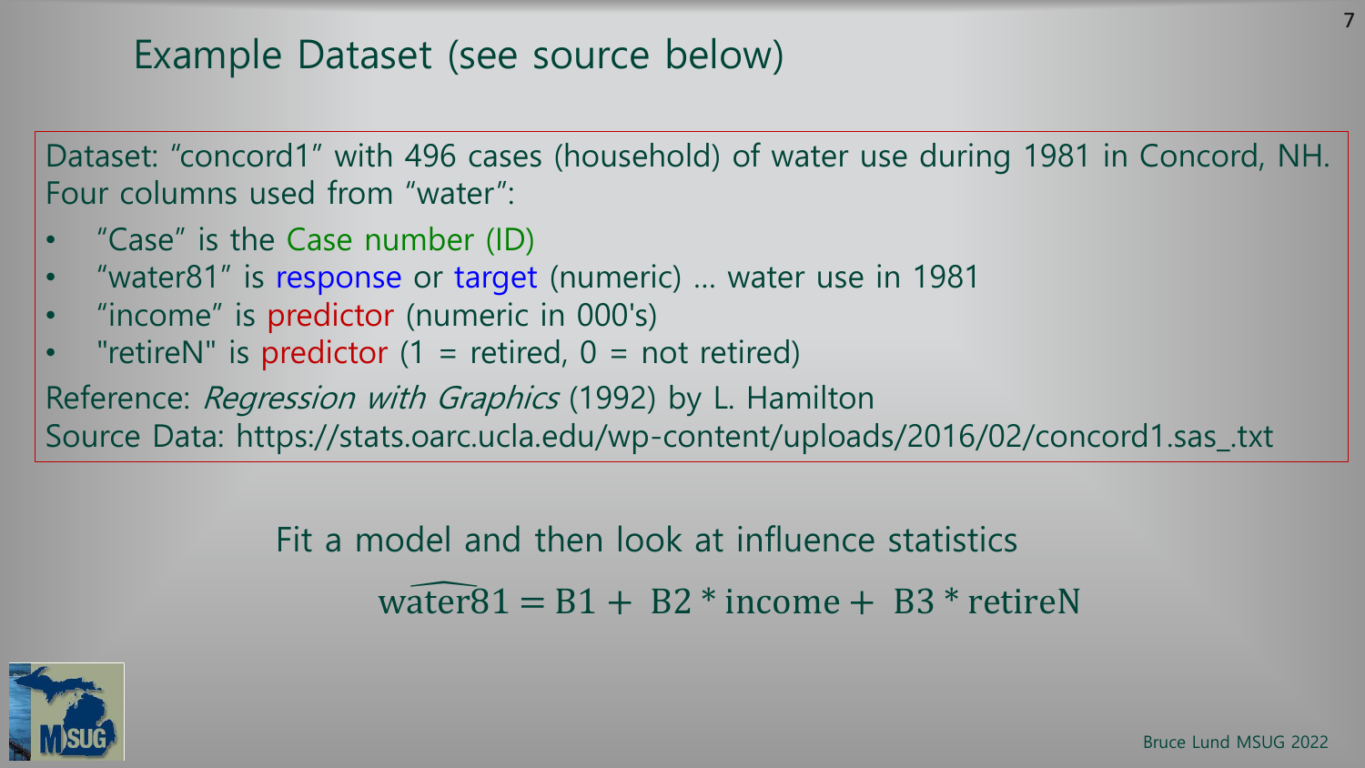# Example Dataset (see source below)

Dataset: "concord1" with 496 cases (household) of water use during 1981 in Concord, NH. Four columns used from "water":

- "Case" is the Case number (ID)
- "water81" is response or target (numeric) … water use in 1981
- "income" is predictor (numeric in 000's)
- "retireN" is predictor (1 = retired, 0 = not retired)

Reference: *Regression with Graphics* (1992) by L. Hamilton
Source Data: https://stats.oarc.ucla.edu/wp-content/uploads/2016/02/concord1.sas_.txt

Fit a model and then look at influence statistics

$$\widehat{\text{water81}} = \text{B1} + \text{B2} * \text{income} + \text{B3} * \text{retireN}$$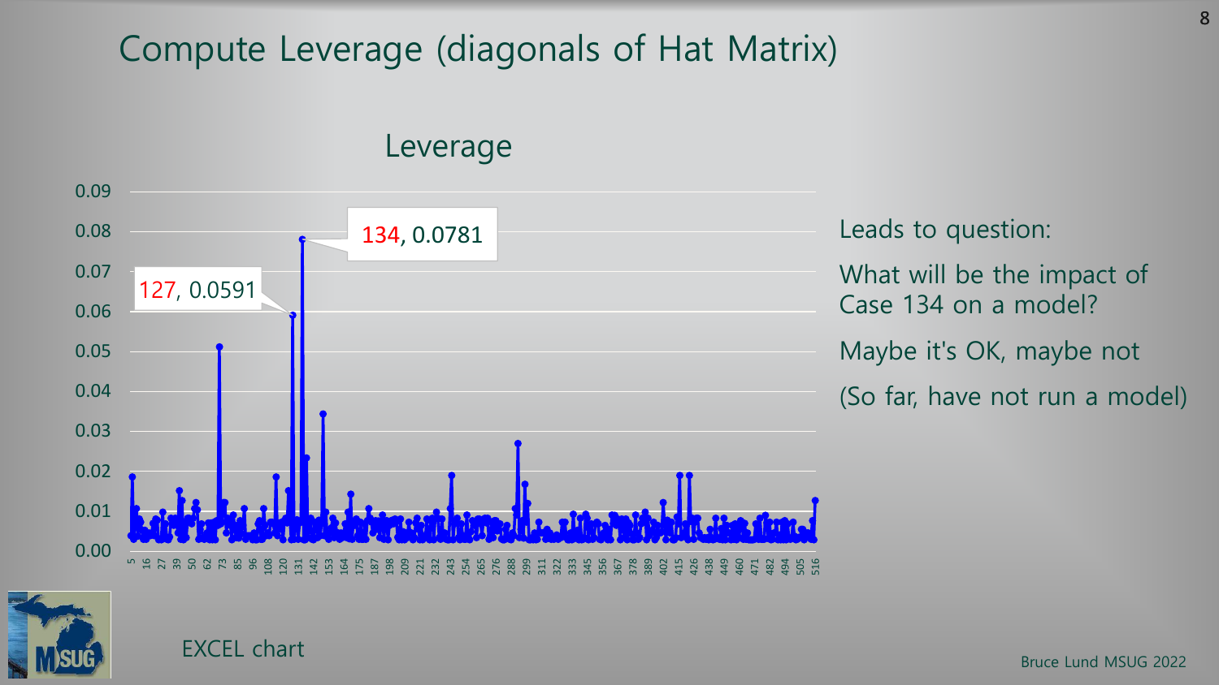# Compute Leverage (diagonals of Hat Matrix)

Leverage

127, 0.0591

134, 0.0781

Leads to question:

What will be the impact of Case 134 on a model?

Maybe it's OK, maybe not

(So far, have not run a model)

EXCEL chart

Bruce Lund MSUG 2022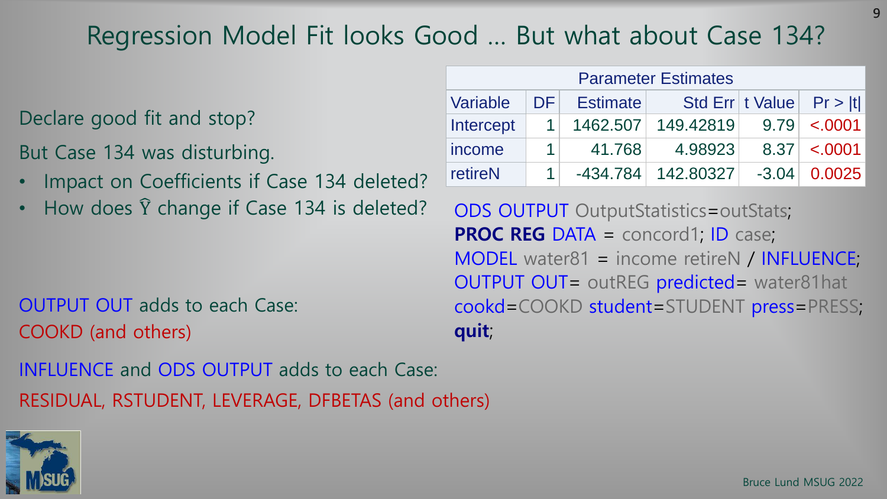# Regression Model Fit looks Good … But what about Case 134?

Declare good fit and stop?

But Case 134 was disturbing.

- Impact on Coefficients if Case 134 deleted?
- How does $\hat{Y}$ change if Case 134 is deleted?

| Parameter Estimates | | | | | |
|---|---|---|---|---|---|
| Variable | DF | Estimate | Std Err | t Value | Pr > \|t\| |
| Intercept | 1 | 1462.507 | 149.42819 | 9.79 | <.0001 |
| income | 1 | 41.768 | 4.98923 | 8.37 | <.0001 |
| retireN | 1 | -434.784 | 142.80327 | -3.04 | 0.0025 |

```
ODS OUTPUT OutputStatistics=outStats;
PROC REG DATA = concord1; ID case;
MODEL water81 = income retireN / INFLUENCE;
OUTPUT OUT= outREG predicted= water81hat
cookd=COOKD student=STUDENT press=PRESS;
quit;
```

OUTPUT OUT adds to each Case:
COOKD (and others)

INFLUENCE and ODS OUTPUT adds to each Case:
RESIDUAL, RSTUDENT, LEVERAGE, DFBETAS (and others)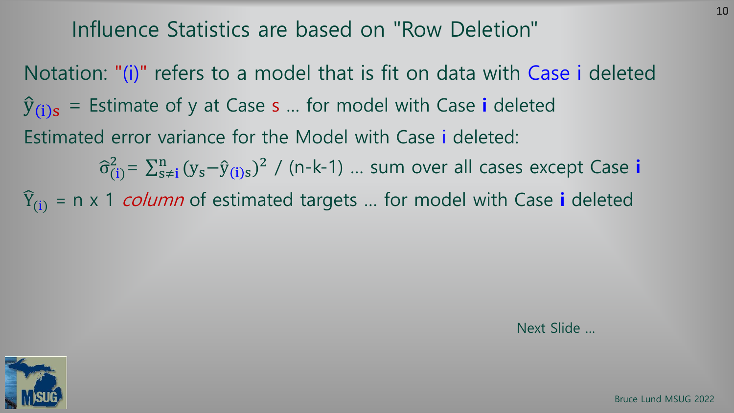# Influence Statistics are based on "Row Deletion"

Notation: "(i)" refers to a model that is fit on data with Case i deleted

$\hat{y}_{(i)s}$ = Estimate of y at Case s … for model with Case **i** deleted

Estimated error variance for the Model with Case i deleted:

$$\hat{\sigma}^2_{(i)} = \sum_{s \neq i}^{n} (y_s - \hat{y}_{(i)s})^2 \; / \; (n\text{-}k\text{-}1)$$ … sum over all cases except Case **i**

$\hat{Y}_{(i)}$ = n x 1 *column* of estimated targets … for model with Case **i** deleted

Next Slide …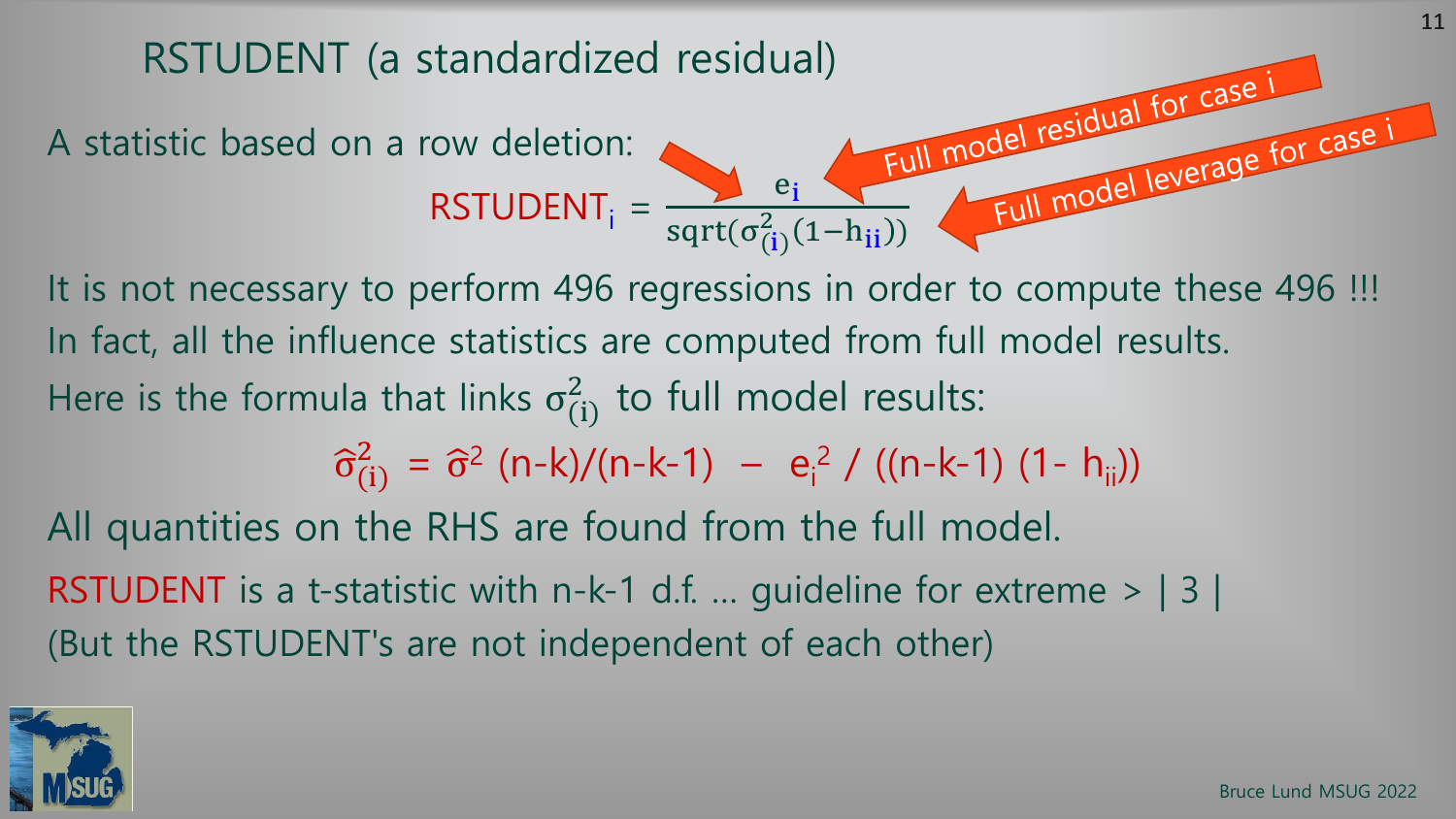# RSTUDENT (a standardized residual)

A statistic based on a row deletion:

$$\text{RSTUDENT}_i = \frac{e_i}{\text{sqrt}(\sigma^2_{(i)}(1-h_{ii}))}$$

Full model residual for case i

Full model leverage for case i

It is not necessary to perform 496 regressions in order to compute these 496 !!!

In fact, all the influence statistics are computed from full model results.

Here is the formula that links $\sigma^2_{(i)}$ to full model results:

$$\hat{\sigma}^2_{(i)} = \hat{\sigma}^2 (n-k)/(n-k-1) \;-\; e_i^2 / ((n-k-1)(1-h_{ii}))$$

All quantities on the RHS are found from the full model.

RSTUDENT is a t-statistic with n-k-1 d.f. … guideline for extreme > | 3 |
(But the RSTUDENT's are not independent of each other)

Bruce Lund MSUG 2022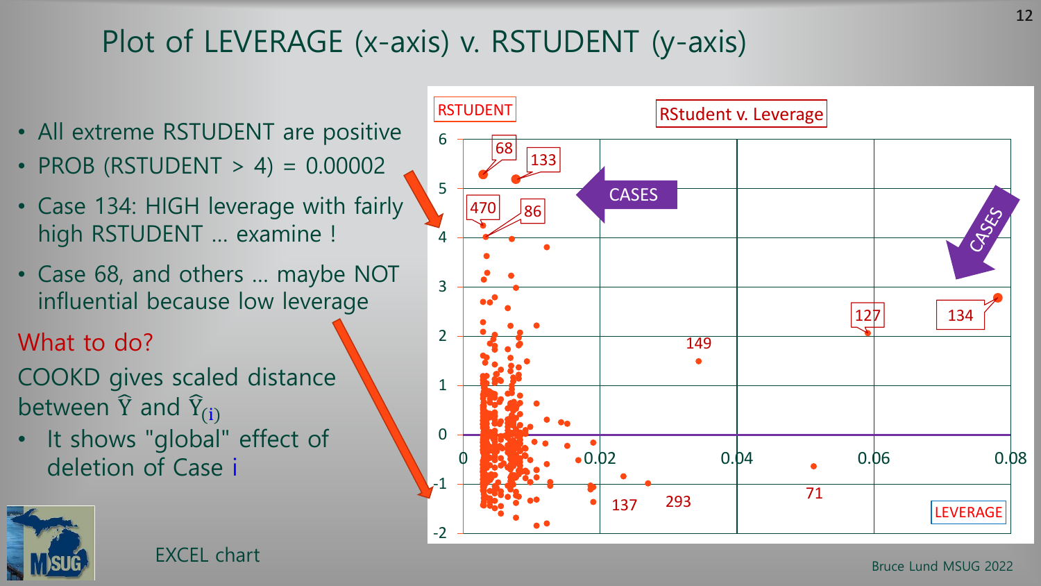# Plot of LEVERAGE (x-axis) v. RSTUDENT (y-axis)

- All extreme RSTUDENT are positive
- PROB (RSTUDENT > 4) = 0.00002
- Case 134: HIGH leverage with fairly high RSTUDENT … examine !
- Case 68, and others … maybe NOT influential because low leverage

What to do?

COOKD gives scaled distance between $\hat{Y}$ and $\hat{Y}_{(i)}$

- It shows "global" effect of deletion of Case i

EXCEL chart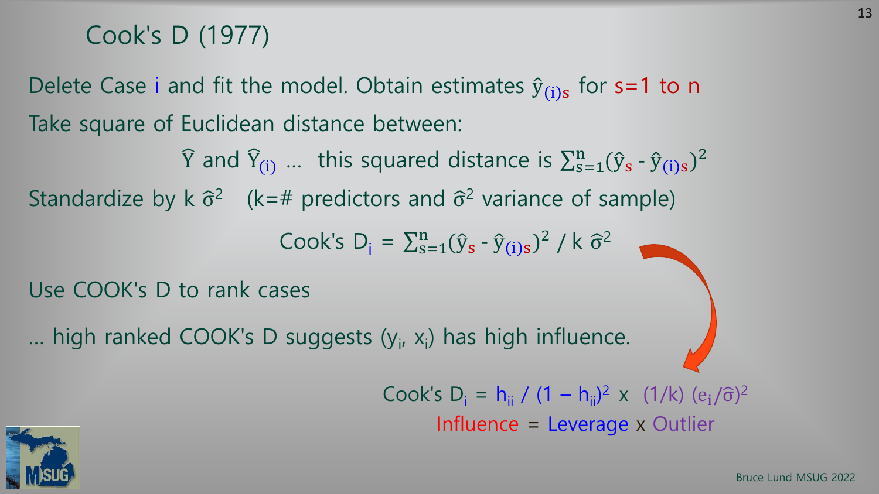# Cook's D (1977)

Delete Case i and fit the model. Obtain estimates $\hat{y}_{(i)s}$ for s=1 to n

Take square of Euclidean distance between:

$\hat{Y}$ and $\hat{Y}_{(i)}$ ... this squared distance is $\sum_{s=1}^{n}(\hat{y}_s - \hat{y}_{(i)s})^2$

Standardize by k $\hat{\sigma}^2$ (k=# predictors and $\hat{\sigma}^2$ variance of sample)

$$\text{Cook's } D_i = \sum_{s=1}^{n}(\hat{y}_s - \hat{y}_{(i)s})^2 / k\,\hat{\sigma}^2$$

Use COOK's D to rank cases

... high ranked COOK's D suggests $(y_i, x_i)$ has high influence.

$$\text{Cook's } D_i = h_{ii} / (1 - h_{ii})^2 \times (1/k)\,(e_i/\hat{\sigma})^2$$

Influence = Leverage x Outlier

Bruce Lund MSUG 2022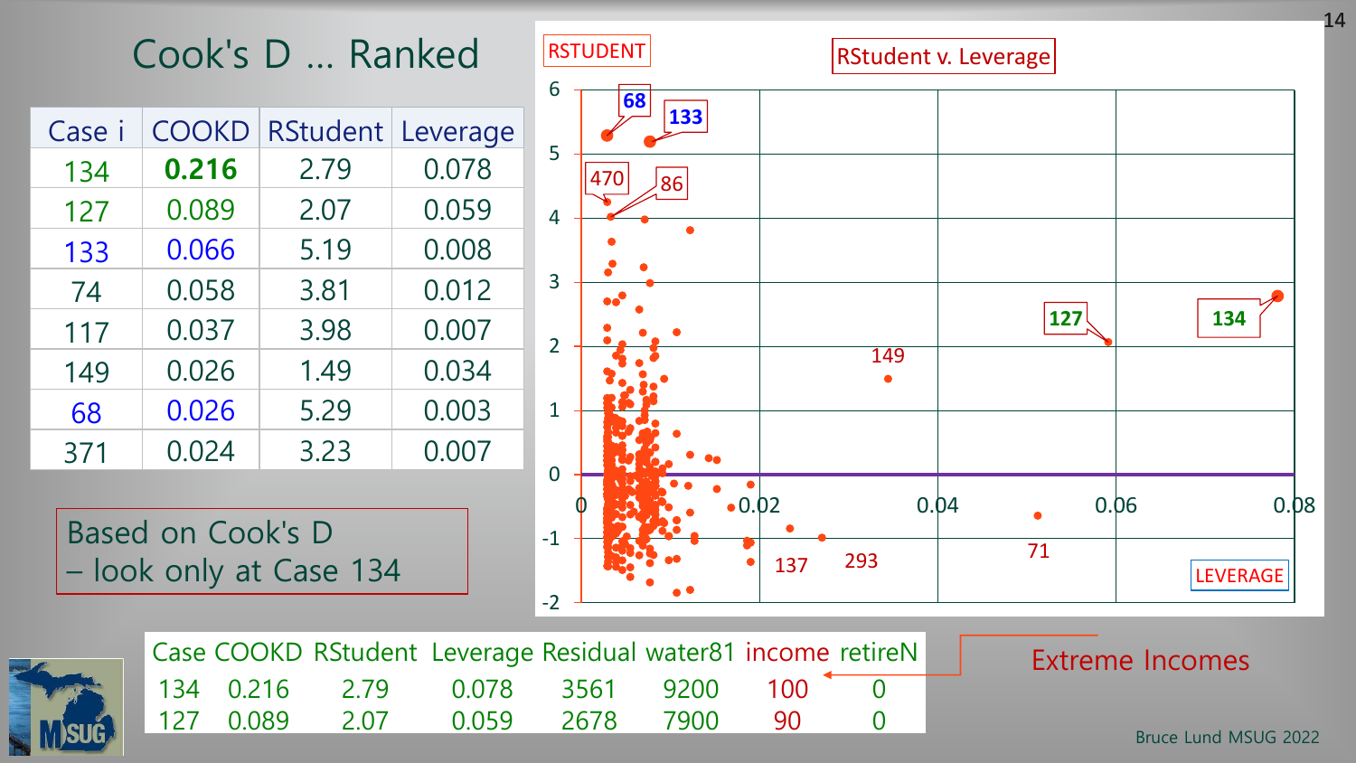# Cook's D … Ranked

| Case i | COOKD | RStudent | Leverage |
|---|---|---|---|
| 134 | **0.216** | 2.79 | 0.078 |
| 127 | 0.089 | 2.07 | 0.059 |
| 133 | 0.066 | 5.19 | 0.008 |
| 74 | 0.058 | 3.81 | 0.012 |
| 117 | 0.037 | 3.98 | 0.007 |
| 149 | 0.026 | 1.49 | 0.034 |
| 68 | 0.026 | 5.29 | 0.003 |
| 371 | 0.024 | 3.23 | 0.007 |

Based on Cook's D
– look only at Case 134

RStudent v. Leverage

| Case | COOKD | RStudent | Leverage | Residual | water81 | income | retireN |
|---|---|---|---|---|---|---|---|
| 134 | 0.216 | 2.79 | 0.078 | 3561 | 9200 | 100 | 0 |
| 127 | 0.089 | 2.07 | 0.059 | 2678 | 7900 | 90 | 0 |

Extreme Incomes

Bruce Lund MSUG 2022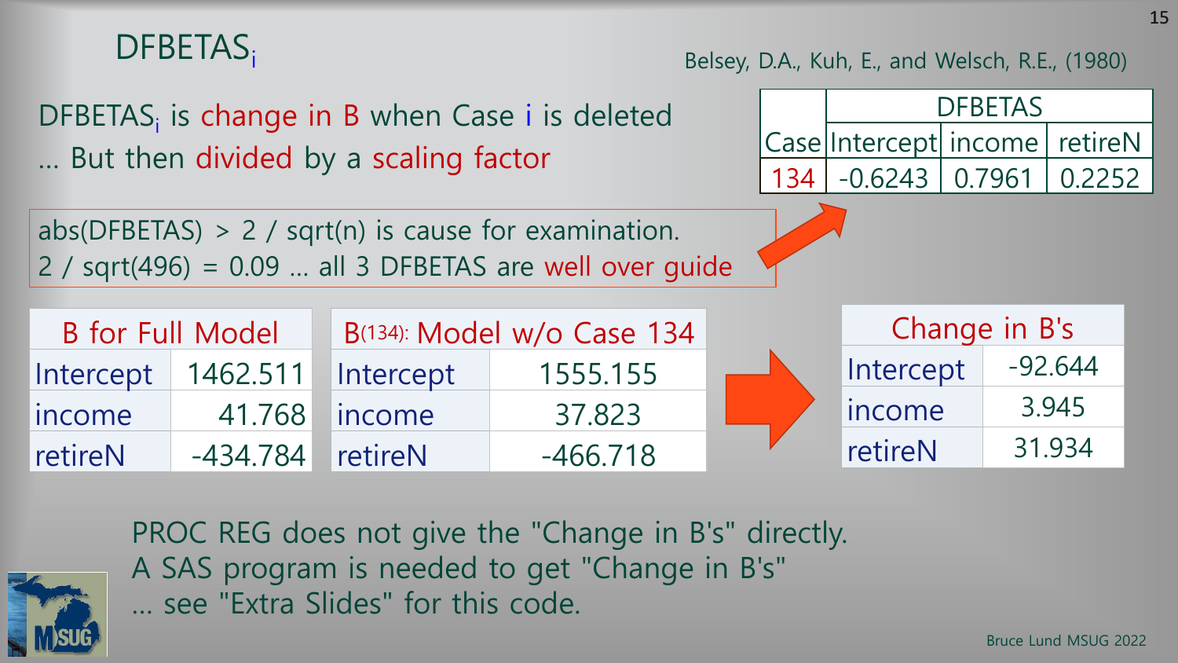# $DFBETAS_i$

Belsey, D.A., Kuh, E., and Welsch, R.E., (1980)

$DFBETAS_i$ is change in B when Case i is deleted
… But then divided by a scaling factor

| Case | DFBETAS | | |
|---|---|---|---|
| | Intercept | income | retireN |
| 134 | -0.6243 | 0.7961 | 0.2252 |

abs(DFBETAS) > 2 / sqrt(n) is cause for examination.
2 / sqrt(496) = 0.09 … all 3 DFBETAS are well over guide

| B for Full Model | |
|---|---|
| Intercept | 1462.511 |
| income | 41.768 |
| retireN | -434.784 |

| B(134): Model w/o Case 134 | |
|---|---|
| Intercept | 1555.155 |
| income | 37.823 |
| retireN | -466.718 |

| Change in B's | |
|---|---|
| Intercept | -92.644 |
| income | 3.945 |
| retireN | 31.934 |

PROC REG does not give the "Change in B's" directly.
A SAS program is needed to get "Change in B's"
… see "Extra Slides" for this code.

Bruce Lund MSUG 2022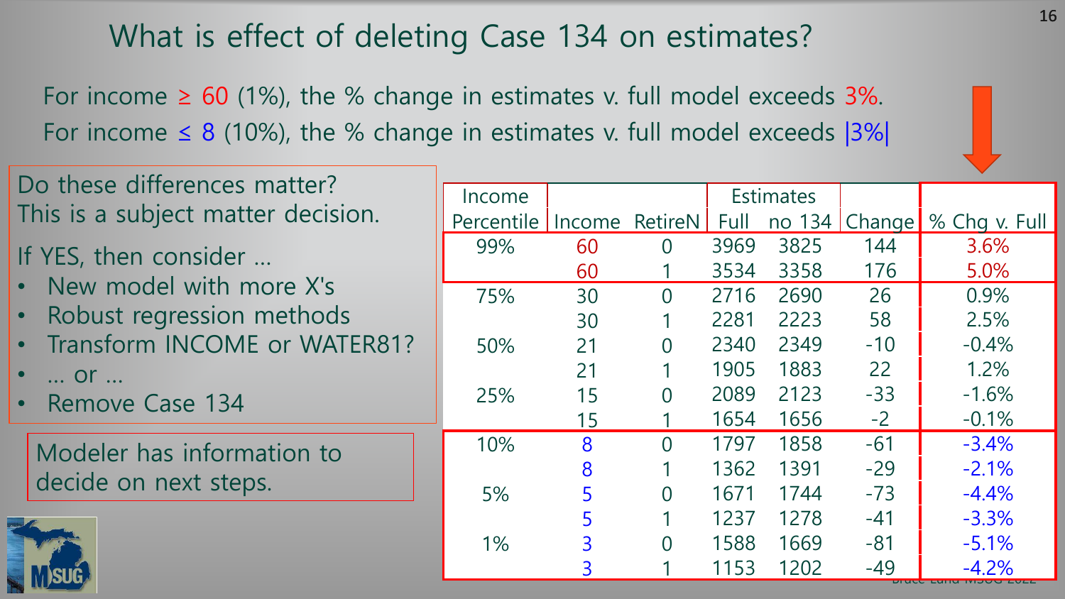# What is effect of deleting Case 134 on estimates?

For income ≥ 60 (1%), the % change in estimates v. full model exceeds 3%.

For income ≤ 8 (10%), the % change in estimates v. full model exceeds |3%|

Do these differences matter?
This is a subject matter decision.

If YES, then consider …

- New model with more X's
- Robust regression methods
- Transform INCOME or WATER81?
- … or …
- Remove Case 134

Modeler has information to decide on next steps.

| Income Percentile | Income | RetireN | Estimates Full | Estimates no 134 | Change | % Chg v. Full |
|---|---|---|---|---|---|---|
| 99% | 60 | 0 | 3969 | 3825 | 144 | 3.6% |
| | 60 | 1 | 3534 | 3358 | 176 | 5.0% |
| 75% | 30 | 0 | 2716 | 2690 | 26 | 0.9% |
| | 30 | 1 | 2281 | 2223 | 58 | 2.5% |
| 50% | 21 | 0 | 2340 | 2349 | -10 | -0.4% |
| | 21 | 1 | 1905 | 1883 | 22 | 1.2% |
| 25% | 15 | 0 | 2089 | 2123 | -33 | -1.6% |
| | 15 | 1 | 1654 | 1656 | -2 | -0.1% |
| 10% | 8 | 0 | 1797 | 1858 | -61 | -3.4% |
| | 8 | 1 | 1362 | 1391 | -29 | -2.1% |
| 5% | 5 | 0 | 1671 | 1744 | -73 | -4.4% |
| | 5 | 1 | 1237 | 1278 | -41 | -3.3% |
| 1% | 3 | 0 | 1588 | 1669 | -81 | -5.1% |
| | 3 | 1 | 1153 | 1202 | -49 | -4.2% |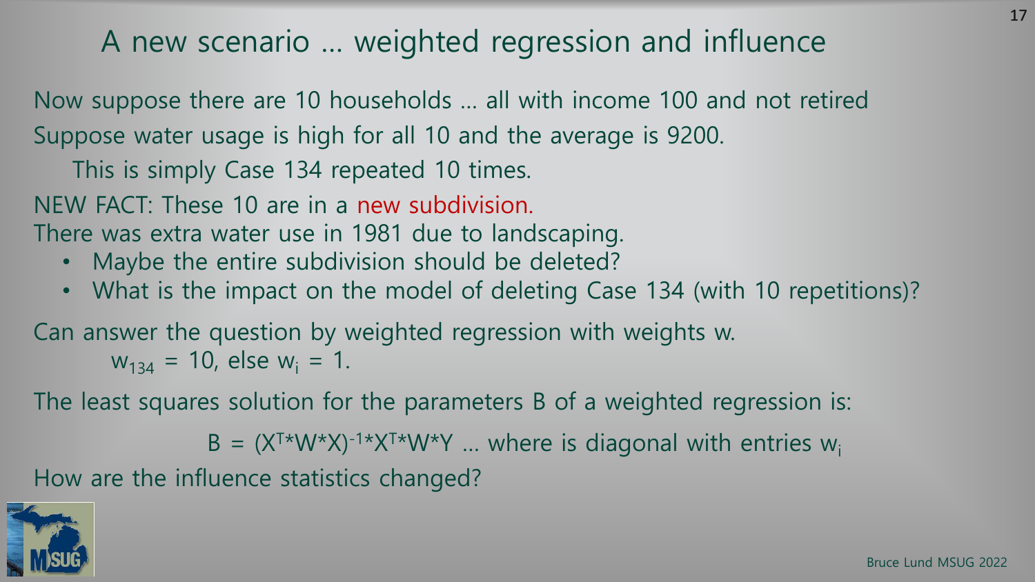# A new scenario … weighted regression and influence

Now suppose there are 10 households … all with income 100 and not retired

Suppose water usage is high for all 10 and the average is 9200.

This is simply Case 134 repeated 10 times.

NEW FACT: These 10 are in a new subdivision.

There was extra water use in 1981 due to landscaping.

- Maybe the entire subdivision should be deleted?
- What is the impact on the model of deleting Case 134 (with 10 repetitions)?

Can answer the question by weighted regression with weights w.

$w_{134} = 10$, else $w_i = 1$.

The least squares solution for the parameters B of a weighted regression is:

$$B = (X^T * W * X)^{-1} * X^T * W * Y$$ … where is diagonal with entries $w_i$

How are the influence statistics changed?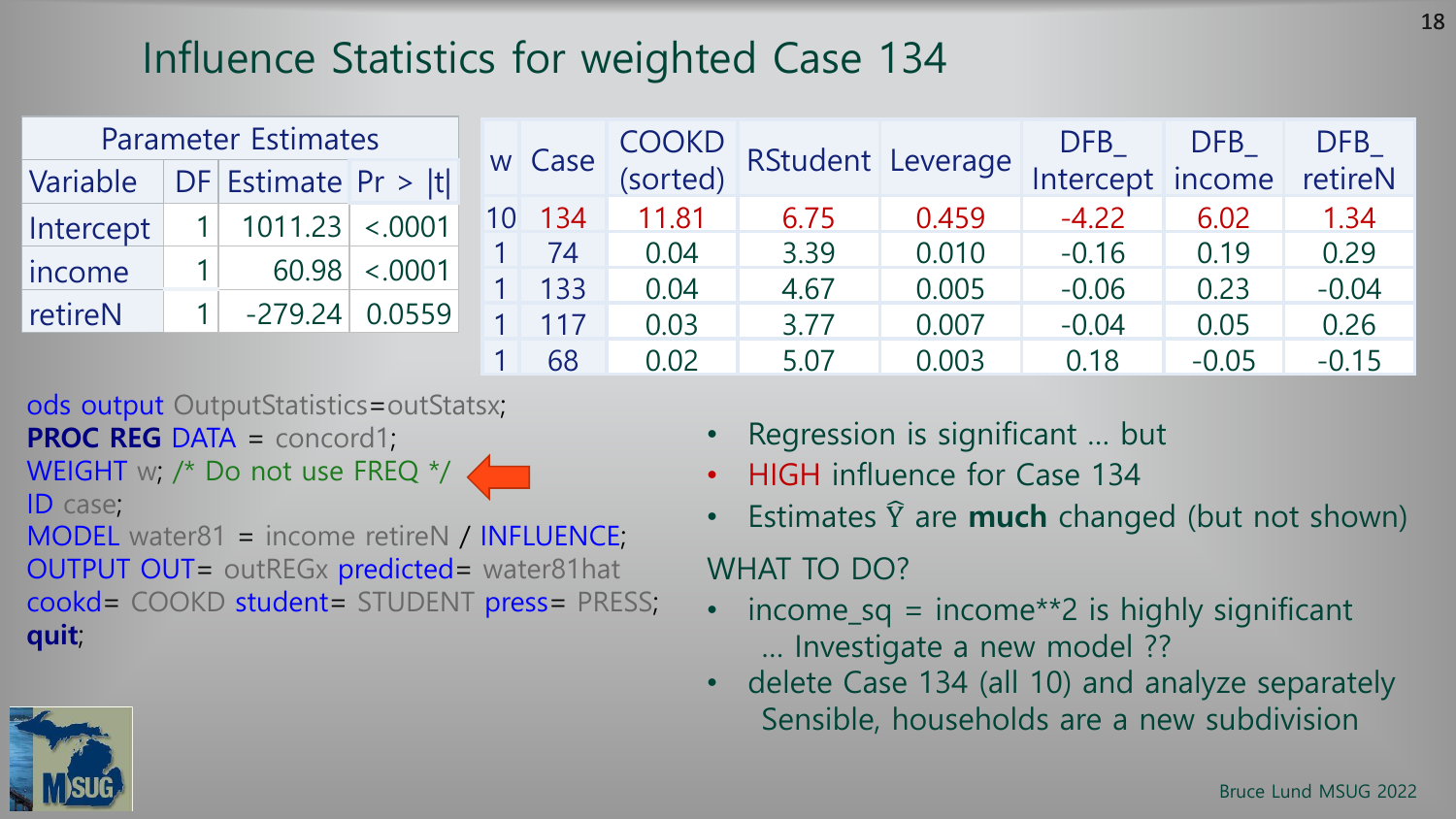# Influence Statistics for weighted Case 134

| Parameter Estimates | | | |
|---|---|---|---|
| Variable | DF | Estimate | Pr > \|t\| |
| Intercept | 1 | 1011.23 | <.0001 |
| income | 1 | 60.98 | <.0001 |
| retireN | 1 | -279.24 | 0.0559 |

| w | Case | COOKD (sorted) | RStudent | Leverage | DFB_ Intercept | DFB_ income | DFB_ retireN |
|---|---|---|---|---|---|---|---|
| 10 | 134 | 11.81 | 6.75 | 0.459 | -4.22 | 6.02 | 1.34 |
| 1 | 74 | 0.04 | 3.39 | 0.010 | -0.16 | 0.19 | 0.29 |
| 1 | 133 | 0.04 | 4.67 | 0.005 | -0.06 | 0.23 | -0.04 |
| 1 | 117 | 0.03 | 3.77 | 0.007 | -0.04 | 0.05 | 0.26 |
| 1 | 68 | 0.02 | 5.07 | 0.003 | 0.18 | -0.05 | -0.15 |

```
ods output OutputStatistics=outStatsx;
PROC REG DATA = concord1;
WEIGHT w; /* Do not use FREQ */
ID case;
MODEL water81 = income retireN / INFLUENCE;
OUTPUT OUT= outREGx predicted= water81hat
cookd= COOKD student= STUDENT press= PRESS;
quit;
```

- Regression is significant … but
- HIGH influence for Case 134
- Estimates $\hat{Y}$ are **much** changed (but not shown)

WHAT TO DO?

- income_sq = income**2 is highly significant … Investigate a new model ??
- delete Case 134 (all 10) and analyze separately Sensible, households are a new subdivision

Bruce Lund MSUG 2022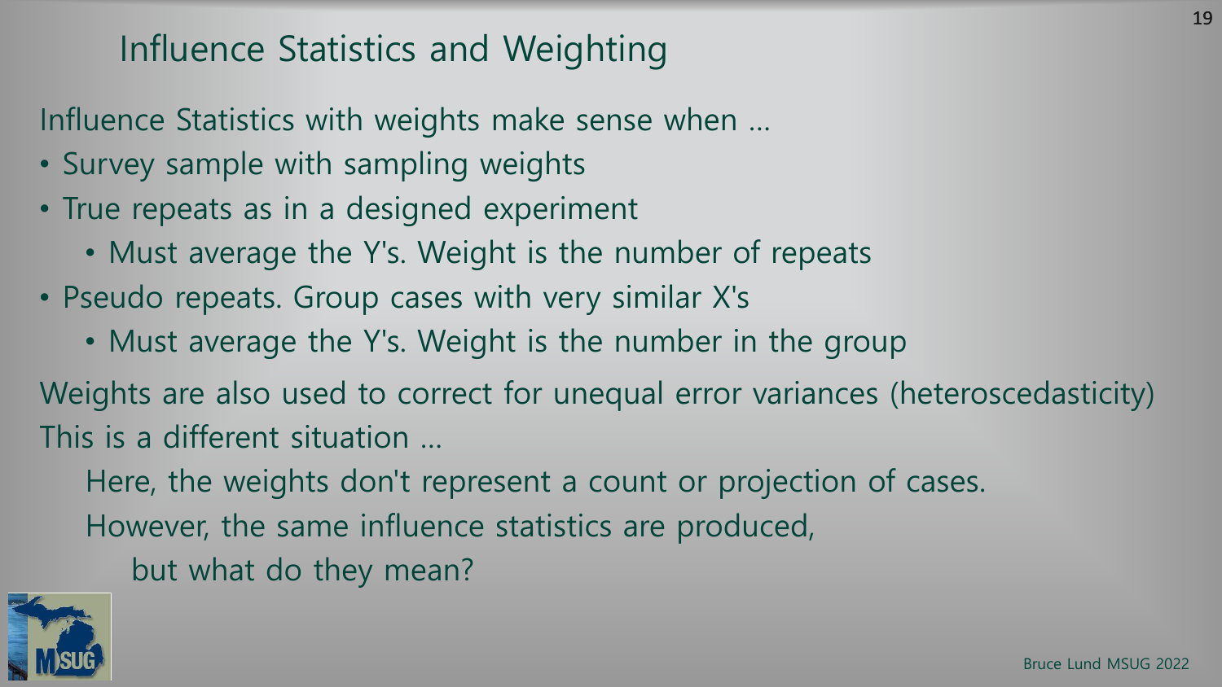# Influence Statistics and Weighting

Influence Statistics with weights make sense when …

- Survey sample with sampling weights
- True repeats as in a designed experiment
  - Must average the Y's. Weight is the number of repeats
- Pseudo repeats. Group cases with very similar X's
  - Must average the Y's. Weight is the number in the group

Weights are also used to correct for unequal error variances (heteroscedasticity)
This is a different situation …

Here, the weights don't represent a count or projection of cases.
However, the same influence statistics are produced,
but what do they mean?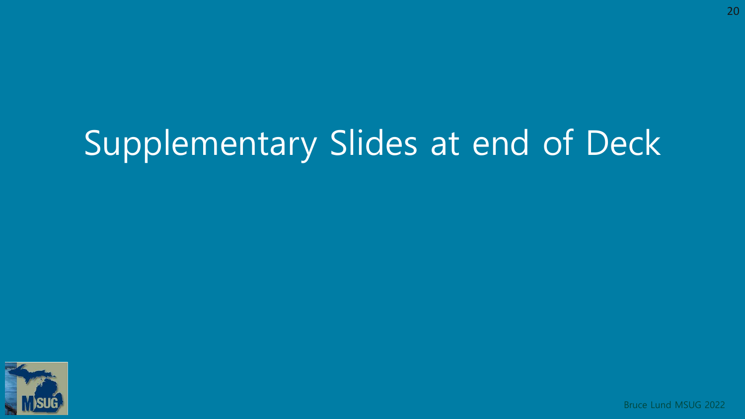# Supplementary Slides at end of Deck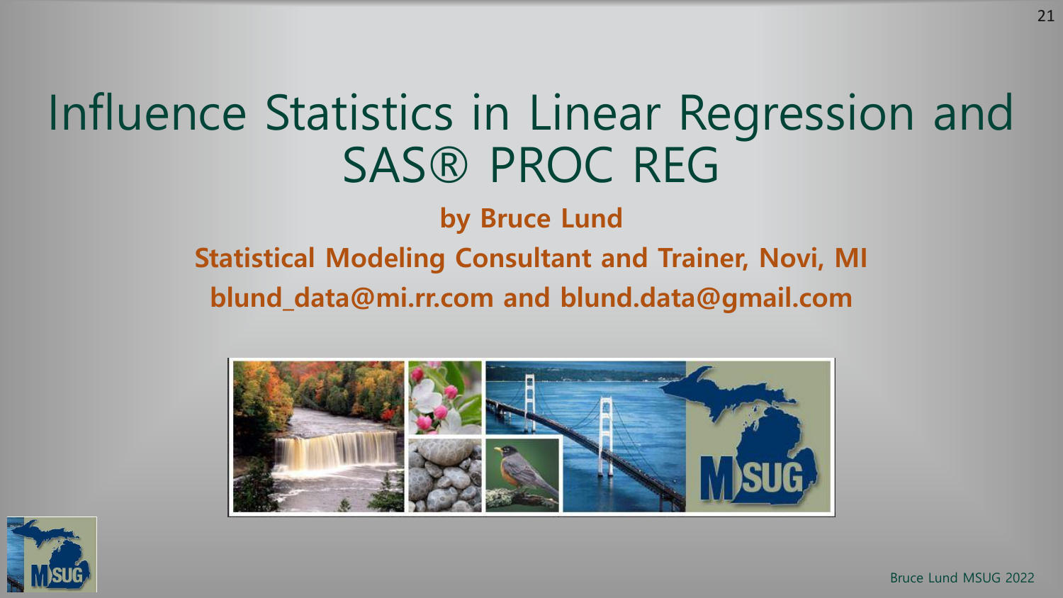# Influence Statistics in Linear Regression and SAS® PROC REG

**by Bruce Lund**

**Statistical Modeling Consultant and Trainer, Novi, MI**

**blund_data@mi.rr.com and blund.data@gmail.com**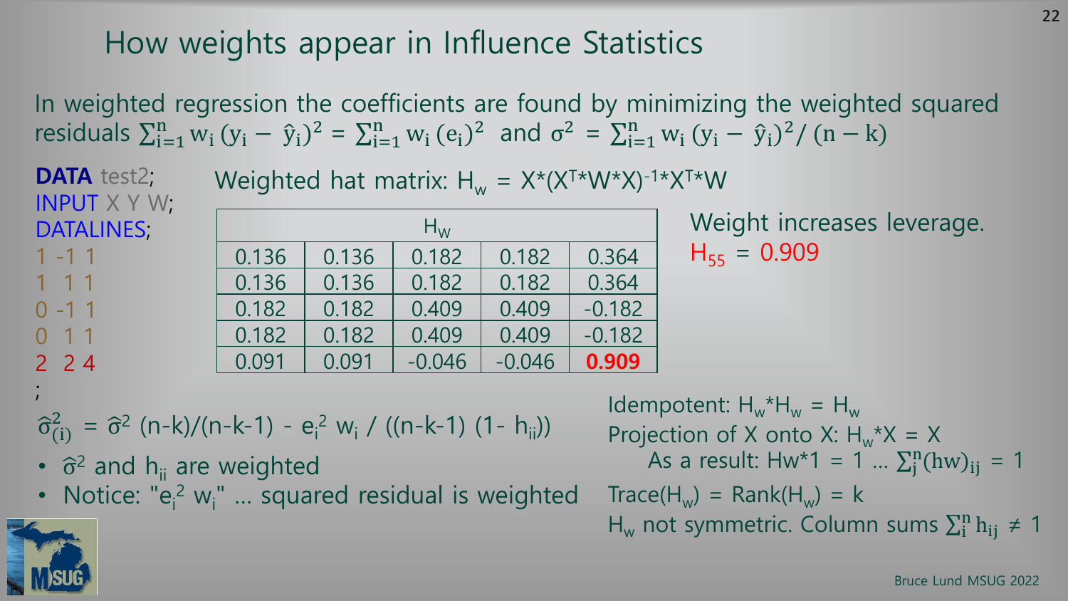# How weights appear in Influence Statistics

In weighted regression the coefficients are found by minimizing the weighted squared residuals $\sum_{i=1}^{n} w_i (y_i - \hat{y}_i)^2 = \sum_{i=1}^{n} w_i (e_i)^2$ and $\sigma^2 = \sum_{i=1}^{n} w_i (y_i - \hat{y}_i)^2 / (n-k)$

```
DATA test2;
INPUT X Y W;
DATALINES;
1 -1 1
1  1 1
0 -1 1
0  1 1
2  2 4
;
```

Weighted hat matrix: $H_w = X^*(X^{T*}W^*X)^{-1*}X^{T*}W$

| $H_W$ | | | | |
|---|---|---|---|---|
| 0.136 | 0.136 | 0.182 | 0.182 | 0.364 |
| 0.136 | 0.136 | 0.182 | 0.182 | 0.364 |
| 0.182 | 0.182 | 0.409 | 0.409 | -0.182 |
| 0.182 | 0.182 | 0.409 | 0.409 | -0.182 |
| 0.091 | 0.091 | -0.046 | -0.046 | **0.909** |

Weight increases leverage.
$H_{55}$ = 0.909

$\hat{\sigma}^2_{(i)} = \hat{\sigma}^2 (n-k)/(n-k-1) - e_i^2 w_i / ((n-k-1)(1-h_{ii}))$

- $\hat{\sigma}^2$ and $h_{ii}$ are weighted
- Notice: "$e_i^2 w_i$" ... squared residual is weighted

Idempotent: $H_w^*H_w = H_w$
Projection of X onto X: $H_w^*X = X$
As a result: $Hw^*1 = 1$ ... $\sum_j^n (hw)_{ij} = 1$
Trace($H_w$) = Rank($H_w$) = k
$H_w$ not symmetric. Column sums $\sum_i^n h_{ij} \neq 1$

Bruce Lund MSUG 2022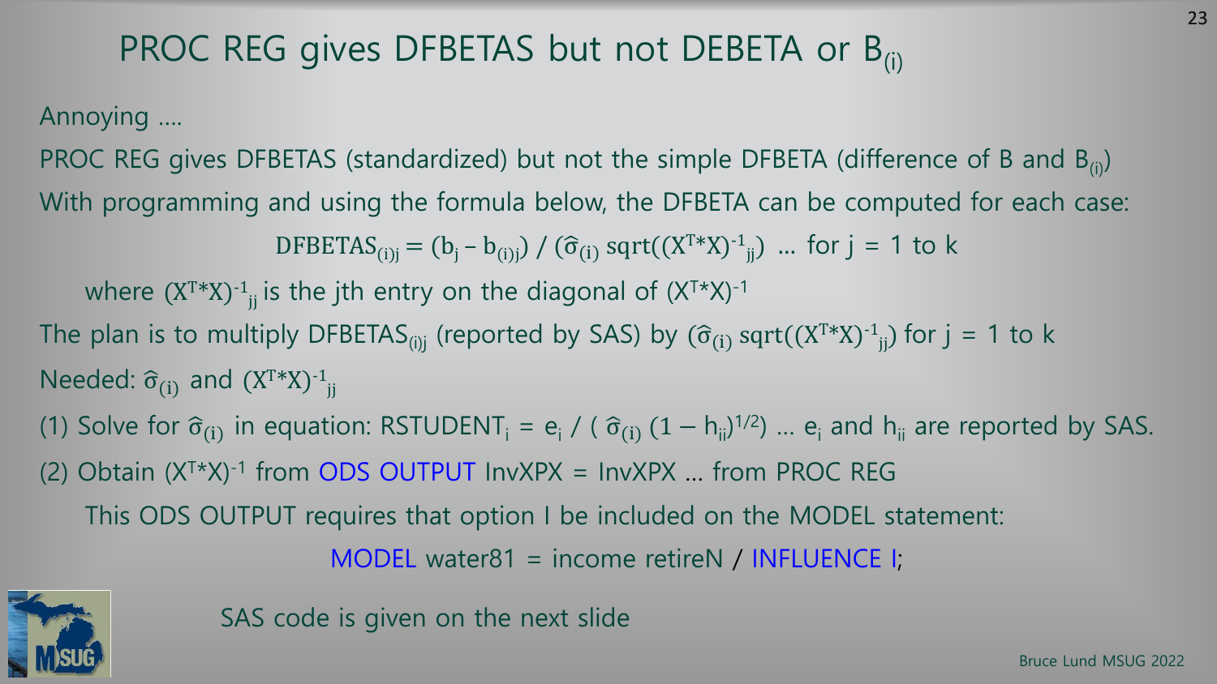# PROC REG gives DFBETAS but not DEBETA or $B_{(i)}$

Annoying ....

PROC REG gives DFBETAS (standardized) but not the simple DFBETA (difference of B and $B_{(i)}$)

With programming and using the formula below, the DFBETA can be computed for each case:

$$\text{DFBETAS}_{(i)j} = (b_j - b_{(i)j}) / (\hat{\sigma}_{(i)} \text{ sqrt}((X^T{*}X)^{-1}{}_{jj}) \quad \text{... for j = 1 to k}$$

where $(X^T{*}X)^{-1}{}_{jj}$ is the jth entry on the diagonal of $(X^T{*}X)^{-1}$

The plan is to multiply $\text{DFBETAS}_{(i)j}$ (reported by SAS) by $(\hat{\sigma}_{(i)} \text{ sqrt}((X^T{*}X)^{-1}{}_{jj})$ for j = 1 to k

Needed: $\hat{\sigma}_{(i)}$ and $(X^T{*}X)^{-1}{}_{jj}$

(1) Solve for $\hat{\sigma}_{(i)}$ in equation: $\text{RSTUDENT}_i = e_i / ( \hat{\sigma}_{(i)} (1 - h_{ii})^{1/2})$ ... $e_i$ and $h_{ii}$ are reported by SAS.

(2) Obtain $(X^T{*}X)^{-1}$ from ODS OUTPUT InvXPX = InvXPX ... from PROC REG

This ODS OUTPUT requires that option I be included on the MODEL statement:

```
MODEL water81 = income retireN / INFLUENCE I;
```

SAS code is given on the next slide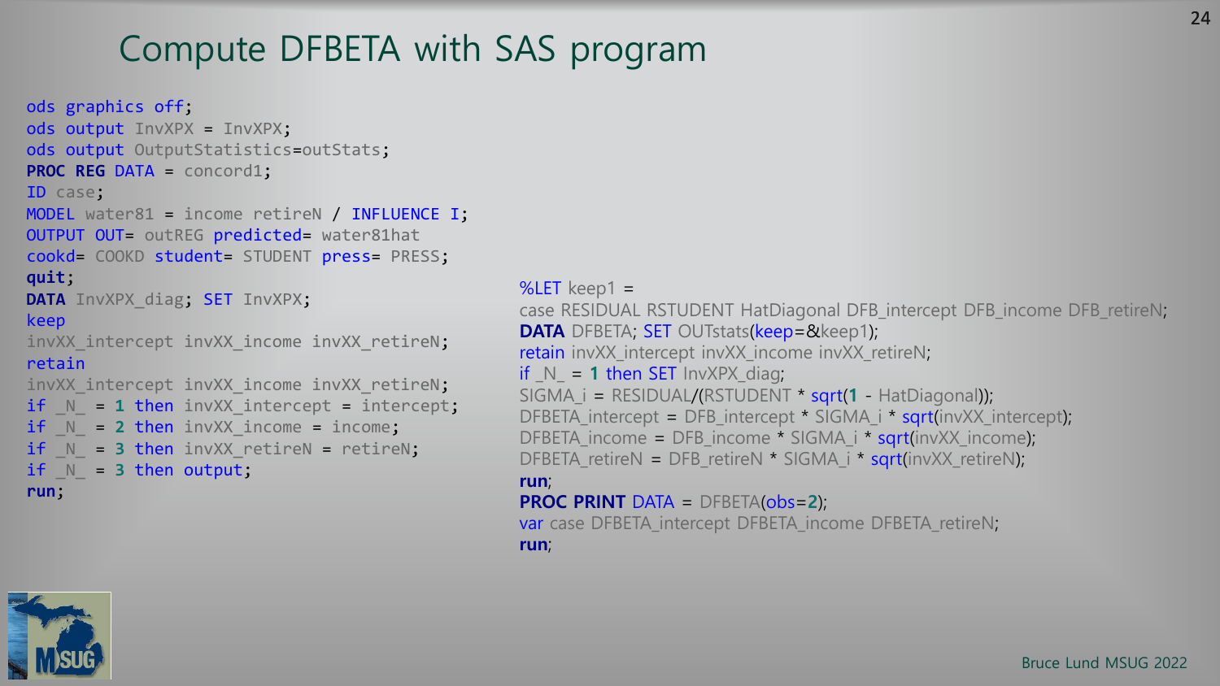# Compute DFBETA with SAS program

```
ods graphics off;
ods output InvXPX = InvXPX;
ods output OutputStatistics=outStats;
PROC REG DATA = concord1;
ID case;
MODEL water81 = income retireN / INFLUENCE I;
OUTPUT OUT= outREG predicted= water81hat
cookd= COOKD student= STUDENT press= PRESS;
quit;
DATA InvXPX_diag; SET InvXPX;
keep
invXX_intercept invXX_income invXX_retireN;
retain
invXX_intercept invXX_income invXX_retireN;
if _N_ = 1 then invXX_intercept = intercept;
if _N_ = 2 then invXX_income = income;
if _N_ = 3 then invXX_retireN = retireN;
if _N_ = 3 then output;
run;
```

```
%LET keep1 =
case RESIDUAL RSTUDENT HatDiagonal DFB_intercept DFB_income DFB_retireN;
DATA DFBETA; SET OUTstats(keep=&keep1);
retain invXX_intercept invXX_income invXX_retireN;
if _N_ = 1 then SET InvXPX_diag;
SIGMA_i = RESIDUAL/(RSTUDENT * sqrt(1 - HatDiagonal));
DFBETA_intercept = DFB_intercept * SIGMA_i * sqrt(invXX_intercept);
DFBETA_income = DFB_income * SIGMA_i * sqrt(invXX_income);
DFBETA_retireN = DFB_retireN * SIGMA_i * sqrt(invXX_retireN);
run;
PROC PRINT DATA = DFBETA(obs=2);
var case DFBETA_intercept DFBETA_income DFBETA_retireN;
run;
```

Bruce Lund MSUG 2022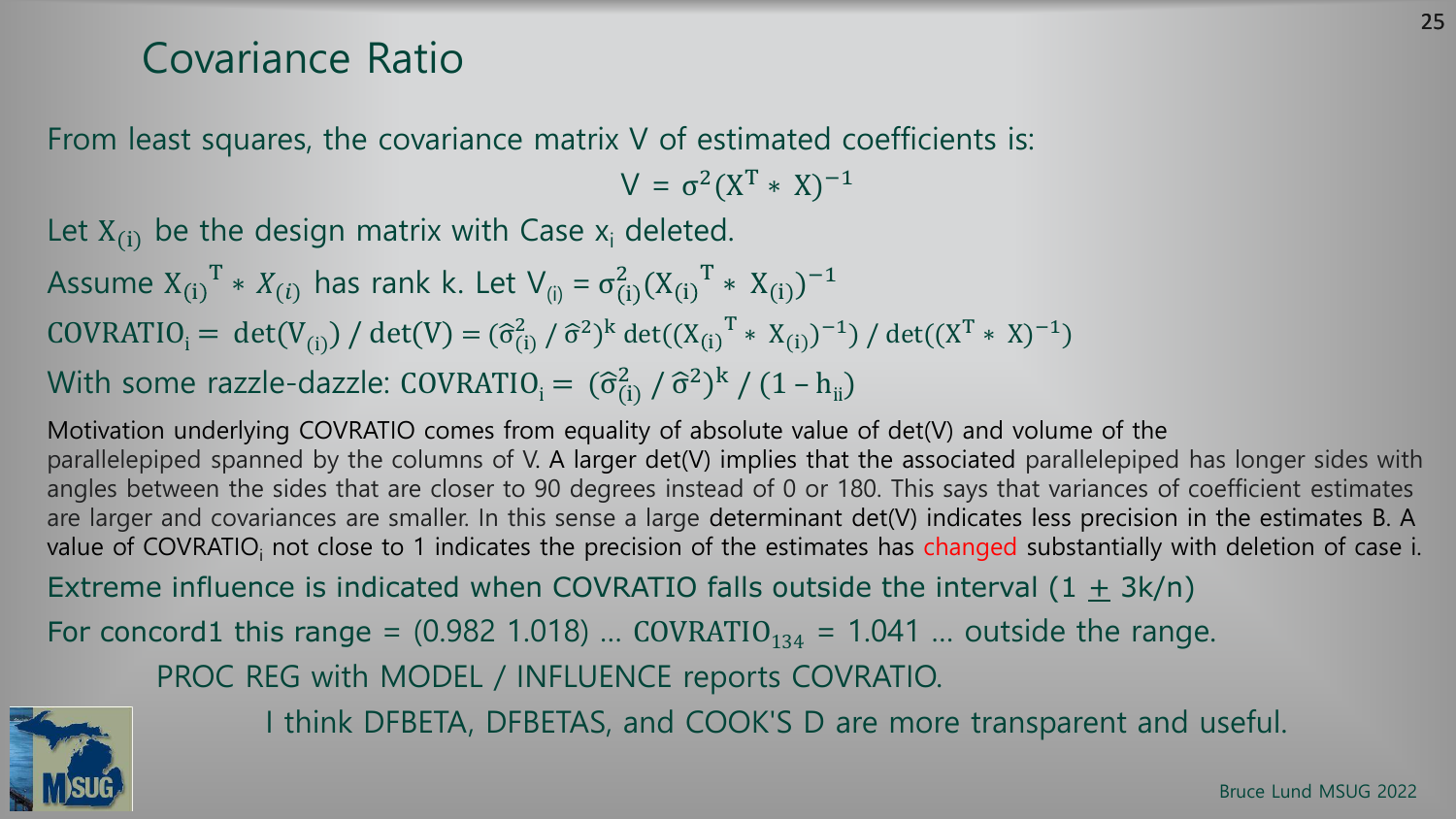# Covariance Ratio

From least squares, the covariance matrix V of estimated coefficients is:

$$V = \sigma^2 (X^T * X)^{-1}$$

Let $X_{(i)}$ be the design matrix with Case $x_i$ deleted.

Assume $X_{(i)}{}^T * X_{(i)}$ has rank k. Let $V_{(i)} = \sigma^2_{(i)} (X_{(i)}{}^T * X_{(i)})^{-1}$

$\text{COVRATIO}_i = \det(V_{(i)}) / \det(V) = (\hat{\sigma}^2_{(i)} / \hat{\sigma}^2)^k \det((X_{(i)}{}^T * X_{(i)})^{-1}) / \det((X^T * X)^{-1})$

With some razzle-dazzle: $\text{COVRATIO}_i = (\hat{\sigma}^2_{(i)} / \hat{\sigma}^2)^k / (1 - h_{ii})$

Motivation underlying COVRATIO comes from equality of absolute value of det(V) and volume of the parallelepiped spanned by the columns of V. A larger det(V) implies that the associated parallelepiped has longer sides with angles between the sides that are closer to 90 degrees instead of 0 or 180. This says that variances of coefficient estimates are larger and covariances are smaller. In this sense a large determinant det(V) indicates less precision in the estimates B. A value of $\text{COVRATIO}_i$ not close to 1 indicates the precision of the estimates has changed substantially with deletion of case i.

Extreme influence is indicated when COVRATIO falls outside the interval $(1 \pm 3k/n)$

For concord1 this range = (0.982 1.018) … $\text{COVRATIO}_{134}$ = 1.041 … outside the range.

PROC REG with MODEL / INFLUENCE reports COVRATIO.

I think DFBETA, DFBETAS, and COOK'S D are more transparent and useful.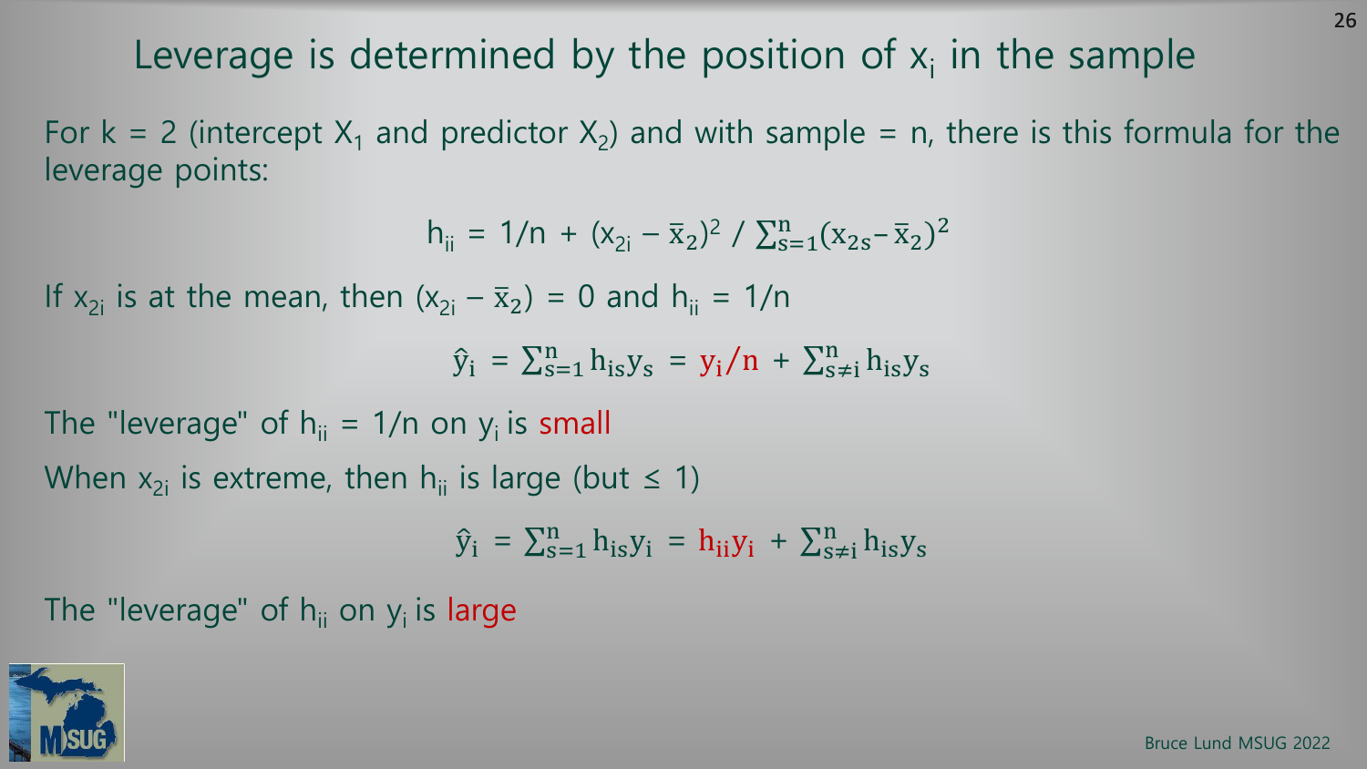# Leverage is determined by the position of $x_i$ in the sample

For k = 2 (intercept $X_1$ and predictor $X_2$) and with sample = n, there is this formula for the leverage points:

$$h_{ii} = 1/n + (x_{2i} - \bar{x}_2)^2 / \sum_{s=1}^{n}(x_{2s} - \bar{x}_2)^2$$

If $x_{2i}$ is at the mean, then $(x_{2i} - \bar{x}_2) = 0$ and $h_{ii} = 1/n$

$$\hat{y}_i = \sum_{s=1}^{n} h_{is} y_s = y_i/n + \sum_{s \neq i}^{n} h_{is} y_s$$

The "leverage" of $h_{ii} = 1/n$ on $y_i$ is small

When $x_{2i}$ is extreme, then $h_{ii}$ is large (but ≤ 1)

$$\hat{y}_i = \sum_{s=1}^{n} h_{is} y_i = h_{ii} y_i + \sum_{s \neq i}^{n} h_{is} y_s$$

The "leverage" of $h_{ii}$ on $y_i$ is large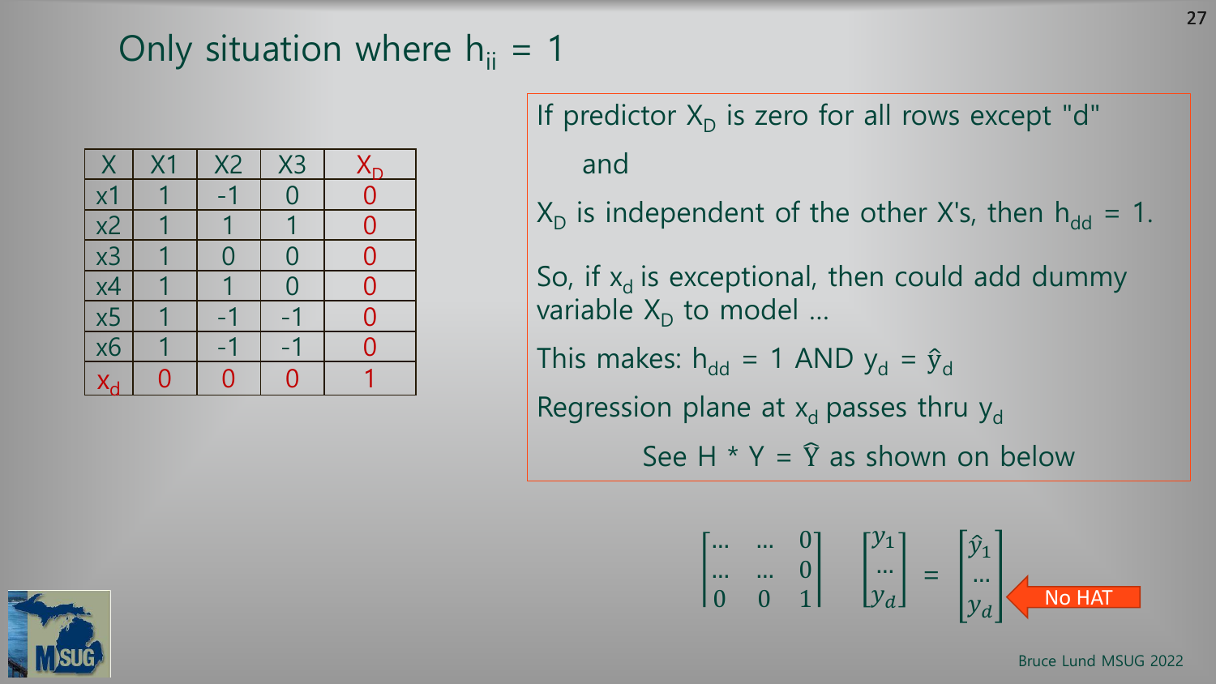# Only situation where $h_{ii} = 1$

| X | X1 | X2 | X3 | $X_D$ |
|---|---|---|---|---|
| x1 | 1 | -1 | 0 | 0 |
| x2 | 1 | 1 | 1 | 0 |
| x3 | 1 | 0 | 0 | 0 |
| x4 | 1 | 1 | 0 | 0 |
| x5 | 1 | -1 | -1 | 0 |
| x6 | 1 | -1 | -1 | 0 |
| $x_d$ | 0 | 0 | 0 | 1 |

If predictor $X_D$ is zero for all rows except "d"

and

$X_D$ is independent of the other X's, then $h_{dd} = 1$.

So, if $x_d$ is exceptional, then could add dummy variable $X_D$ to model …

This makes: $h_{dd} = 1$ AND $y_d = \hat{y}_d$

Regression plane at $x_d$ passes thru $y_d$

See $H * Y = \hat{Y}$ as shown on below

$$\begin{bmatrix} \dots & \dots & 0 \\ \dots & \dots & 0 \\ 0 & 0 & 1 \end{bmatrix} \begin{bmatrix} y_1 \\ \dots \\ y_d \end{bmatrix} = \begin{bmatrix} \hat{y}_1 \\ \dots \\ y_d \end{bmatrix}$$

No HAT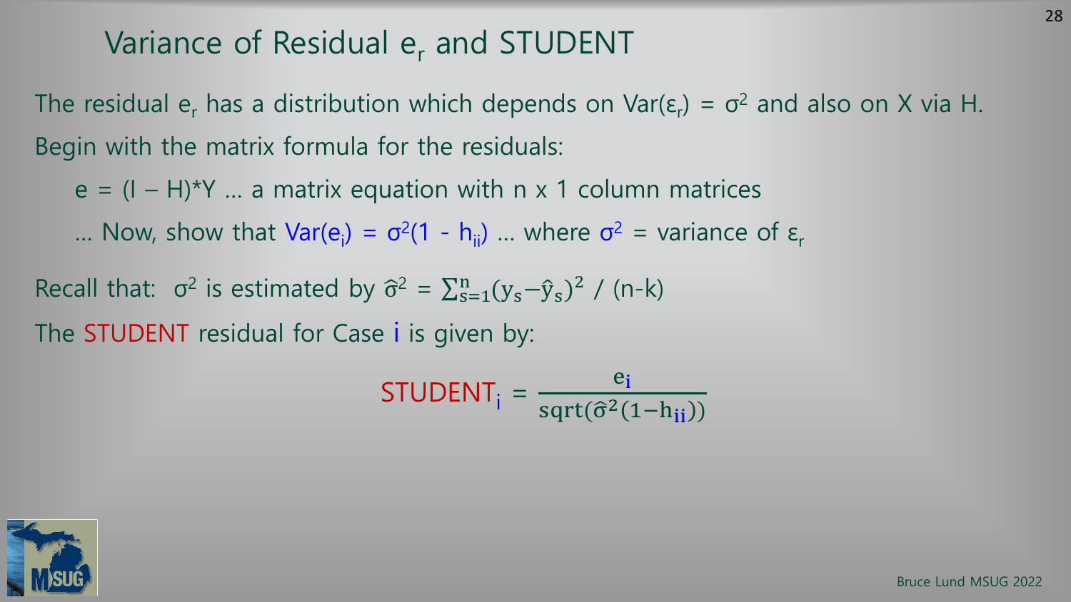# Variance of Residual $e_r$ and STUDENT

The residual $e_r$ has a distribution which depends on $Var(\varepsilon_r) = \sigma^2$ and also on X via H.

Begin with the matrix formula for the residuals:

$e = (I - H)*Y$ … a matrix equation with n x 1 column matrices

… Now, show that $Var(e_i) = \sigma^2(1 - h_{ii})$ … where $\sigma^2$ = variance of $\varepsilon_r$

Recall that: $\sigma^2$ is estimated by $\hat{\sigma}^2 = \sum_{s=1}^{n}(y_s - \hat{y}_s)^2 / (n-k)$

The STUDENT residual for Case i is given by:

$$STUDENT_i = \frac{e_i}{sqrt(\hat{\sigma}^2(1-h_{ii}))}$$

Bruce Lund MSUG 2022